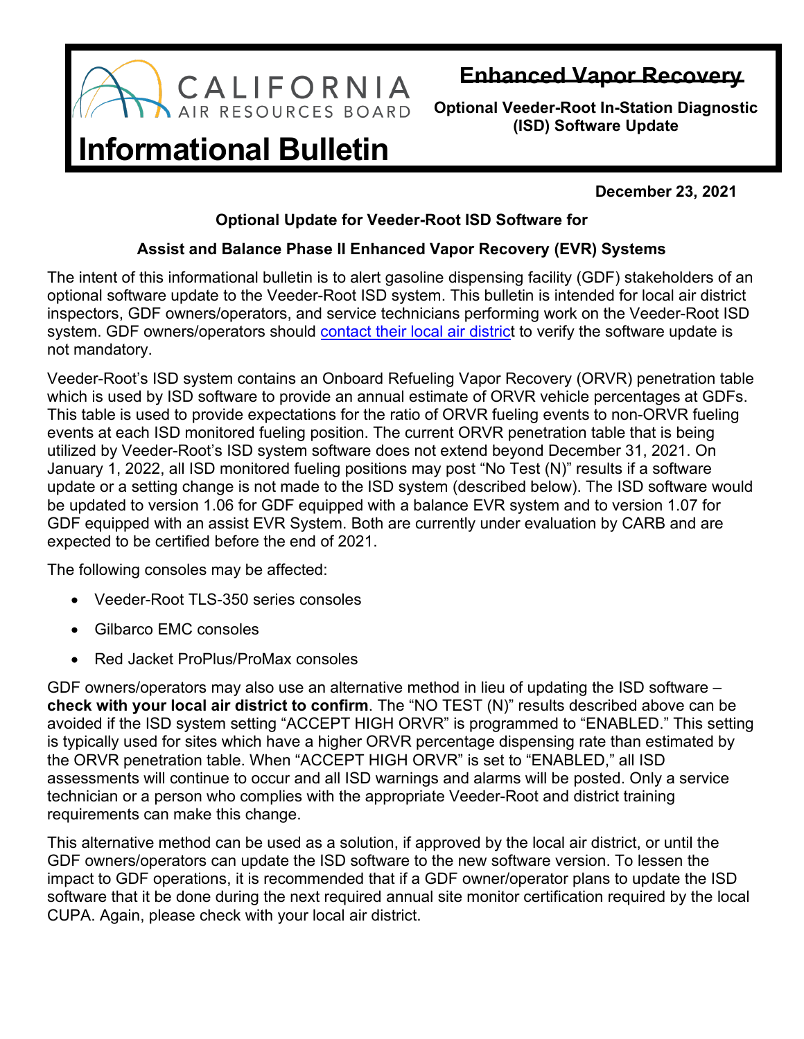# Enhanced Vapor Recovery

**Optional Veeder-Root In-Station Diagnostic (ISD) Software Update**

CALIFORNIA AIR RESOURCES BOARD

# Informational Bulletin

**December 23, 2021**

## Optional Update for Veeder-Root ISD Software for Assist and Balance Phase II Enhanced Vapor Recovery (EVR) Systems

The intent of this informational bulletin is to alert gasoline dispensing facility (GDF) stakeholders of an optional software update to the Veeder-Root ISD system. This bulletin is intended for local air district inspectors, GDF owners/operators, and service technicians performing work on the Veeder-Root ISD system. GDF owners/operators should contact their local air district to verify the software update is not mandatory.

Veeder-Root's ISD system contains an Onboard Refueling Vapor Recovery (ORVR) penetration table which is used by ISD software to provide an annual estimate of ORVR vehicle percentages at GDFs. This table is used to provide expectations for the ratio of ORVR fueling events to non-ORVR fueling events at each ISD monitored fueling position. The current ORVR penetration table that is being utilized by Veeder-Root's ISD system software does not extend beyond December 31, 2021. On January 1, 2022, all ISD monitored fueling positions may post "No Test (N)" results if a software update or a setting change is not made to the ISD system (described below). The ISD software would be updated to version 1.06 for GDF equipped with a balance EVR system and to version 1.07 for GDF equipped with an assist EVR System. Both are currently under evaluation by CARB and are expected to be certified before the end of 2021.

The following consoles may be affected:

- Veeder-Root TLS-350 series consoles
- Gilbarco EMC consoles
- Red Jacket ProPlus/ProMax consoles

GDF owners/operators may also use an alternative method in lieu of updating the ISD software – **check with your local air district to confirm**. The "NO TEST (N)" results described above can be avoided if the ISD system setting "ACCEPT HIGH ORVR" is programmed to "ENABLED." This setting is typically used for sites which have a higher ORVR percentage dispensing rate than estimated by the ORVR penetration table. When "ACCEPT HIGH ORVR" is set to "ENABLED," all ISD assessments will continue to occur and all ISD warnings and alarms will be posted. Only a service technician or a person who complies with the appropriate Veeder-Root and district training requirements can make this change.

This alternative method can be used as a solution, if approved by the local air district, or until the GDF owners/operators can update the ISD software to the new software version. To lessen the impact to GDF operations, it is recommended that if a GDF owner/operator plans to update the ISD software that it be done during the next required annual site monitor certification required by the local CUPA. Again, please check with your local air district.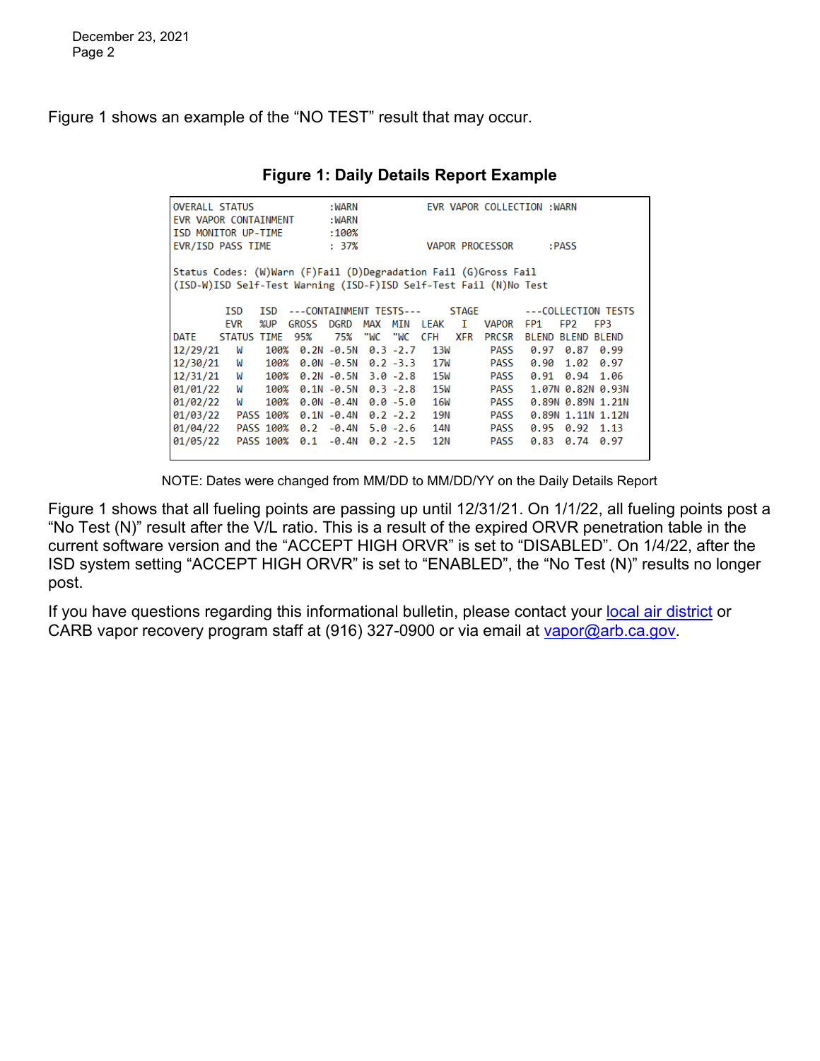Figure 1 shows an example of the "NO TEST" result that may occur.

**Figure 1: Daily Details Report Example**

```
OVERALL STATUS              :WARN          EVR VAPOR COLLECTION :WARN
EVR VAPOR CONTAINMENT       :WARN
ISD MONITOR UP-TIME         :100%
EVR/ISD PASS TIME           : 37%          VAPOR PROCESSOR      :PASS

Status Codes: (W)Warn (F)Fail (D)Degradation Fail (G)Gross Fail
(ISD-W)ISD Self-Test Warning (ISD-F)ISD Self-Test Fail (N)No Test

         ISD   ISD   ---CONTAINMENT TESTS---     STAGE       ---COLLECTION TESTS
         EVR   %UP  GROSS  DGRD  MAX  MIN  LEAK    I    VAPOR  FP1   FP2   FP3
DATE    STATUS TIME  95%    75%  "WC  "WC  CFH   XFR   PRCSR  BLEND BLEND BLEND
12/29/21   W   100% 0.2N -0.5N  0.3 -2.7   13W          PASS   0.97  0.87  0.99
12/30/21   W   100% 0.0N -0.5N  0.2 -3.3   17W          PASS   0.90  1.02  0.97
12/31/21   W   100% 0.2N -0.5N  3.0 -2.8   15W          PASS   0.91  0.94  1.06
01/01/22   W   100% 0.1N -0.5N  0.3 -2.8   15W          PASS   1.07N 0.82N 0.93N
01/02/22   W   100% 0.0N -0.4N  0.0 -5.0   16W          PASS   0.89N 0.89N 1.21N
01/03/22  PASS 100% 0.1N -0.4N  0.2 -2.2   19N          PASS   0.89N 1.11N 1.12N
01/04/22  PASS 100% 0.2  -0.4N  5.0 -2.6   14N          PASS   0.95  0.92  1.13
01/05/22  PASS 100% 0.1  -0.4N  0.2 -2.5   12N          PASS   0.83  0.74  0.97
```

NOTE: Dates were changed from MM/DD to MM/DD/YY on the Daily Details Report

Figure 1 shows that all fueling points are passing up until 12/31/21. On 1/1/22, all fueling points post a "No Test (N)" result after the V/L ratio. This is a result of the expired ORVR penetration table in the current software version and the "ACCEPT HIGH ORVR" is set to "DISABLED". On 1/4/22, after the ISD system setting "ACCEPT HIGH ORVR" is set to "ENABLED", the "No Test (N)" results no longer post.

If you have questions regarding this informational bulletin, please contact your local air district or CARB vapor recovery program staff at (916) 327-0900 or via email at vapor@arb.ca.gov.